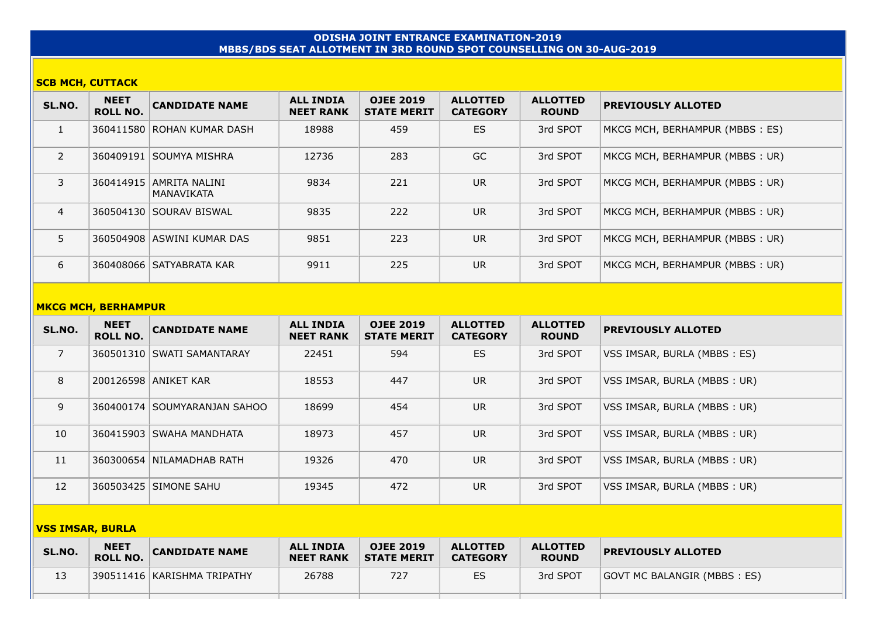# ODISHA JOINT ENTRANCE EXAMINATION-2019
## MBBS/BDS SEAT ALLOTMENT IN 3RD ROUND SPOT COUNSELLING ON 30-AUG-2019

### SCB MCH, CUTTACK

| SL.NO. | NEET ROLL NO. | CANDIDATE NAME | ALL INDIA NEET RANK | OJEE 2019 STATE MERIT | ALLOTTED CATEGORY | ALLOTTED ROUND | PREVIOUSLY ALLOTED |
|---|---|---|---|---|---|---|---|
| 1 | 360411580 | ROHAN KUMAR DASH | 18988 | 459 | ES | 3rd SPOT | MKCG MCH, BERHAMPUR (MBBS : ES) |
| 2 | 360409191 | SOUMYA MISHRA | 12736 | 283 | GC | 3rd SPOT | MKCG MCH, BERHAMPUR (MBBS : UR) |
| 3 | 360414915 | AMRITA NALINI MANAVIKATA | 9834 | 221 | UR | 3rd SPOT | MKCG MCH, BERHAMPUR (MBBS : UR) |
| 4 | 360504130 | SOURAV BISWAL | 9835 | 222 | UR | 3rd SPOT | MKCG MCH, BERHAMPUR (MBBS : UR) |
| 5 | 360504908 | ASWINI KUMAR DAS | 9851 | 223 | UR | 3rd SPOT | MKCG MCH, BERHAMPUR (MBBS : UR) |
| 6 | 360408066 | SATYABRATA KAR | 9911 | 225 | UR | 3rd SPOT | MKCG MCH, BERHAMPUR (MBBS : UR) |

### MKCG MCH, BERHAMPUR

| SL.NO. | NEET ROLL NO. | CANDIDATE NAME | ALL INDIA NEET RANK | OJEE 2019 STATE MERIT | ALLOTTED CATEGORY | ALLOTTED ROUND | PREVIOUSLY ALLOTED |
|---|---|---|---|---|---|---|---|
| 7 | 360501310 | SWATI SAMANTARAY | 22451 | 594 | ES | 3rd SPOT | VSS IMSAR, BURLA (MBBS : ES) |
| 8 | 200126598 | ANIKET KAR | 18553 | 447 | UR | 3rd SPOT | VSS IMSAR, BURLA (MBBS : UR) |
| 9 | 360400174 | SOUMYARANJAN SAHOO | 18699 | 454 | UR | 3rd SPOT | VSS IMSAR, BURLA (MBBS : UR) |
| 10 | 360415903 | SWAHA MANDHATA | 18973 | 457 | UR | 3rd SPOT | VSS IMSAR, BURLA (MBBS : UR) |
| 11 | 360300654 | NILAMADHAB RATH | 19326 | 470 | UR | 3rd SPOT | VSS IMSAR, BURLA (MBBS : UR) |
| 12 | 360503425 | SIMONE SAHU | 19345 | 472 | UR | 3rd SPOT | VSS IMSAR, BURLA (MBBS : UR) |

### VSS IMSAR, BURLA

| SL.NO. | NEET ROLL NO. | CANDIDATE NAME | ALL INDIA NEET RANK | OJEE 2019 STATE MERIT | ALLOTTED CATEGORY | ALLOTTED ROUND | PREVIOUSLY ALLOTED |
|---|---|---|---|---|---|---|---|
| 13 | 390511416 | KARISHMA TRIPATHY | 26788 | 727 | ES | 3rd SPOT | GOVT MC BALANGIR (MBBS : ES) |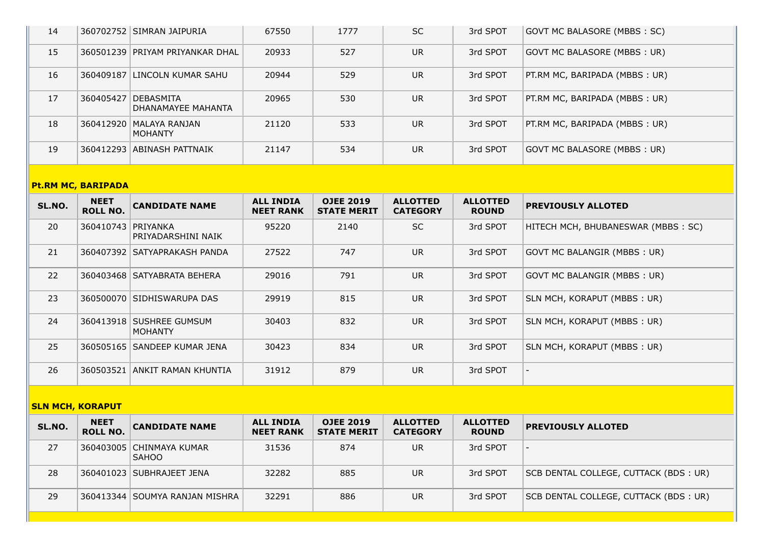| SL.NO. | NEET ROLL NO. | CANDIDATE NAME | ALL INDIA NEET RANK | OJEE 2019 STATE MERIT | ALLOTTED CATEGORY | ALLOTTED ROUND | PREVIOUSLY ALLOTED |
|---|---|---|---|---|---|---|---|
| 14 | 360702752 | SIMRAN JAIPURIA | 67550 | 1777 | SC | 3rd SPOT | GOVT MC BALASORE (MBBS : SC) |
| 15 | 360501239 | PRIYAM PRIYANKAR DHAL | 20933 | 527 | UR | 3rd SPOT | GOVT MC BALASORE (MBBS : UR) |
| 16 | 360409187 | LINCOLN KUMAR SAHU | 20944 | 529 | UR | 3rd SPOT | PT.RM MC, BARIPADA (MBBS : UR) |
| 17 | 360405427 | DEBASMITA DHANAMAYEE MAHANTA | 20965 | 530 | UR | 3rd SPOT | PT.RM MC, BARIPADA (MBBS : UR) |
| 18 | 360412920 | MALAYA RANJAN MOHANTY | 21120 | 533 | UR | 3rd SPOT | PT.RM MC, BARIPADA (MBBS : UR) |
| 19 | 360412293 | ABINASH PATTNAIK | 21147 | 534 | UR | 3rd SPOT | GOVT MC BALASORE (MBBS : UR) |

**Pt.RM MC, BARIPADA**

| SL.NO. | NEET ROLL NO. | CANDIDATE NAME | ALL INDIA NEET RANK | OJEE 2019 STATE MERIT | ALLOTTED CATEGORY | ALLOTTED ROUND | PREVIOUSLY ALLOTED |
|---|---|---|---|---|---|---|---|
| 20 | 360410743 | PRIYANKA PRIYADARSHINI NAIK | 95220 | 2140 | SC | 3rd SPOT | HITECH MCH, BHUBANESWAR (MBBS : SC) |
| 21 | 360407392 | SATYAPRAKASH PANDA | 27522 | 747 | UR | 3rd SPOT | GOVT MC BALANGIR (MBBS : UR) |
| 22 | 360403468 | SATYABRATA BEHERA | 29016 | 791 | UR | 3rd SPOT | GOVT MC BALANGIR (MBBS : UR) |
| 23 | 360500070 | SIDHISWARUPA DAS | 29919 | 815 | UR | 3rd SPOT | SLN MCH, KORAPUT (MBBS : UR) |
| 24 | 360413918 | SUSHREE GUMSUM MOHANTY | 30403 | 832 | UR | 3rd SPOT | SLN MCH, KORAPUT (MBBS : UR) |
| 25 | 360505165 | SANDEEP KUMAR JENA | 30423 | 834 | UR | 3rd SPOT | SLN MCH, KORAPUT (MBBS : UR) |
| 26 | 360503521 | ANKIT RAMAN KHUNTIA | 31912 | 879 | UR | 3rd SPOT | - |

**SLN MCH, KORAPUT**

| SL.NO. | NEET ROLL NO. | CANDIDATE NAME | ALL INDIA NEET RANK | OJEE 2019 STATE MERIT | ALLOTTED CATEGORY | ALLOTTED ROUND | PREVIOUSLY ALLOTED |
|---|---|---|---|---|---|---|---|
| 27 | 360403005 | CHINMAYA KUMAR SAHOO | 31536 | 874 | UR | 3rd SPOT | - |
| 28 | 360401023 | SUBHRAJEET JENA | 32282 | 885 | UR | 3rd SPOT | SCB DENTAL COLLEGE, CUTTACK (BDS : UR) |
| 29 | 360413344 | SOUMYA RANJAN MISHRA | 32291 | 886 | UR | 3rd SPOT | SCB DENTAL COLLEGE, CUTTACK (BDS : UR) |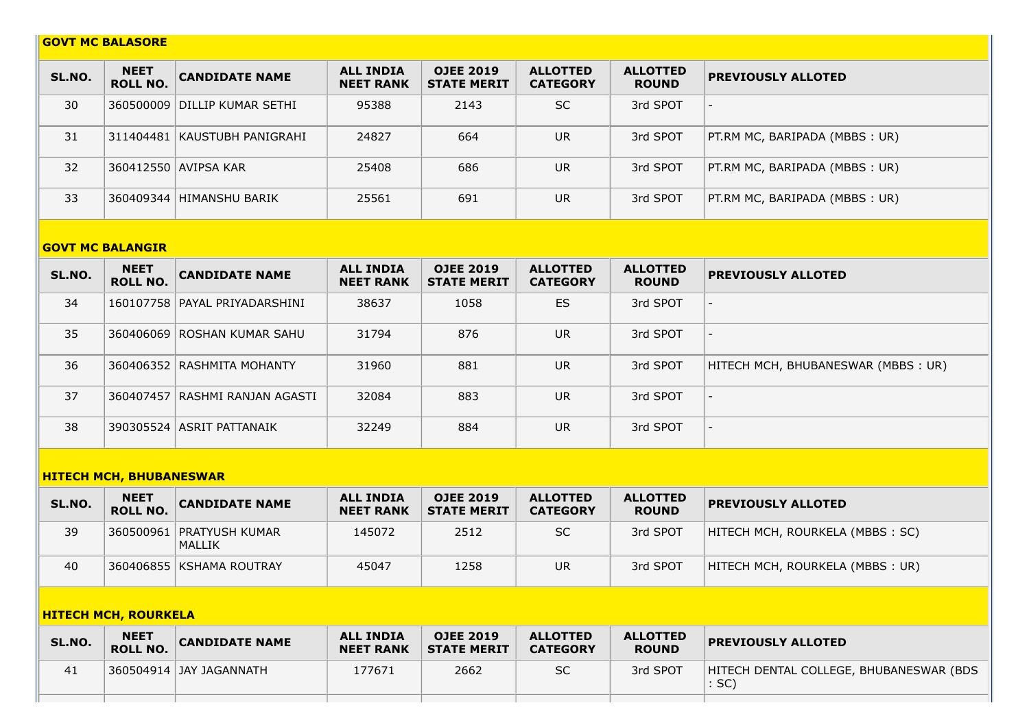### GOVT MC BALASORE

| SL.NO. | NEET ROLL NO. | CANDIDATE NAME | ALL INDIA NEET RANK | OJEE 2019 STATE MERIT | ALLOTTED CATEGORY | ALLOTTED ROUND | PREVIOUSLY ALLOTED |
|---|---|---|---|---|---|---|---|
| 30 | 360500009 | DILLIP KUMAR SETHI | 95388 | 2143 | SC | 3rd SPOT | - |
| 31 | 311404481 | KAUSTUBH PANIGRAHI | 24827 | 664 | UR | 3rd SPOT | PT.RM MC, BARIPADA (MBBS : UR) |
| 32 | 360412550 | AVIPSA KAR | 25408 | 686 | UR | 3rd SPOT | PT.RM MC, BARIPADA (MBBS : UR) |
| 33 | 360409344 | HIMANSHU BARIK | 25561 | 691 | UR | 3rd SPOT | PT.RM MC, BARIPADA (MBBS : UR) |

### GOVT MC BALANGIR

| SL.NO. | NEET ROLL NO. | CANDIDATE NAME | ALL INDIA NEET RANK | OJEE 2019 STATE MERIT | ALLOTTED CATEGORY | ALLOTTED ROUND | PREVIOUSLY ALLOTED |
|---|---|---|---|---|---|---|---|
| 34 | 160107758 | PAYAL PRIYADARSHINI | 38637 | 1058 | ES | 3rd SPOT | - |
| 35 | 360406069 | ROSHAN KUMAR SAHU | 31794 | 876 | UR | 3rd SPOT | - |
| 36 | 360406352 | RASHMITA MOHANTY | 31960 | 881 | UR | 3rd SPOT | HITECH MCH, BHUBANESWAR (MBBS : UR) |
| 37 | 360407457 | RASHMI RANJAN AGASTI | 32084 | 883 | UR | 3rd SPOT | - |
| 38 | 390305524 | ASRIT PATTANAIK | 32249 | 884 | UR | 3rd SPOT | - |

### HITECH MCH, BHUBANESWAR

| SL.NO. | NEET ROLL NO. | CANDIDATE NAME | ALL INDIA NEET RANK | OJEE 2019 STATE MERIT | ALLOTTED CATEGORY | ALLOTTED ROUND | PREVIOUSLY ALLOTED |
|---|---|---|---|---|---|---|---|
| 39 | 360500961 | PRATYUSH KUMAR MALLIK | 145072 | 2512 | SC | 3rd SPOT | HITECH MCH, ROURKELA (MBBS : SC) |
| 40 | 360406855 | KSHAMA ROUTRAY | 45047 | 1258 | UR | 3rd SPOT | HITECH MCH, ROURKELA (MBBS : UR) |

### HITECH MCH, ROURKELA

| SL.NO. | NEET ROLL NO. | CANDIDATE NAME | ALL INDIA NEET RANK | OJEE 2019 STATE MERIT | ALLOTTED CATEGORY | ALLOTTED ROUND | PREVIOUSLY ALLOTED |
|---|---|---|---|---|---|---|---|
| 41 | 360504914 | JAY JAGANNATH | 177671 | 2662 | SC | 3rd SPOT | HITECH DENTAL COLLEGE, BHUBANESWAR (BDS : SC) |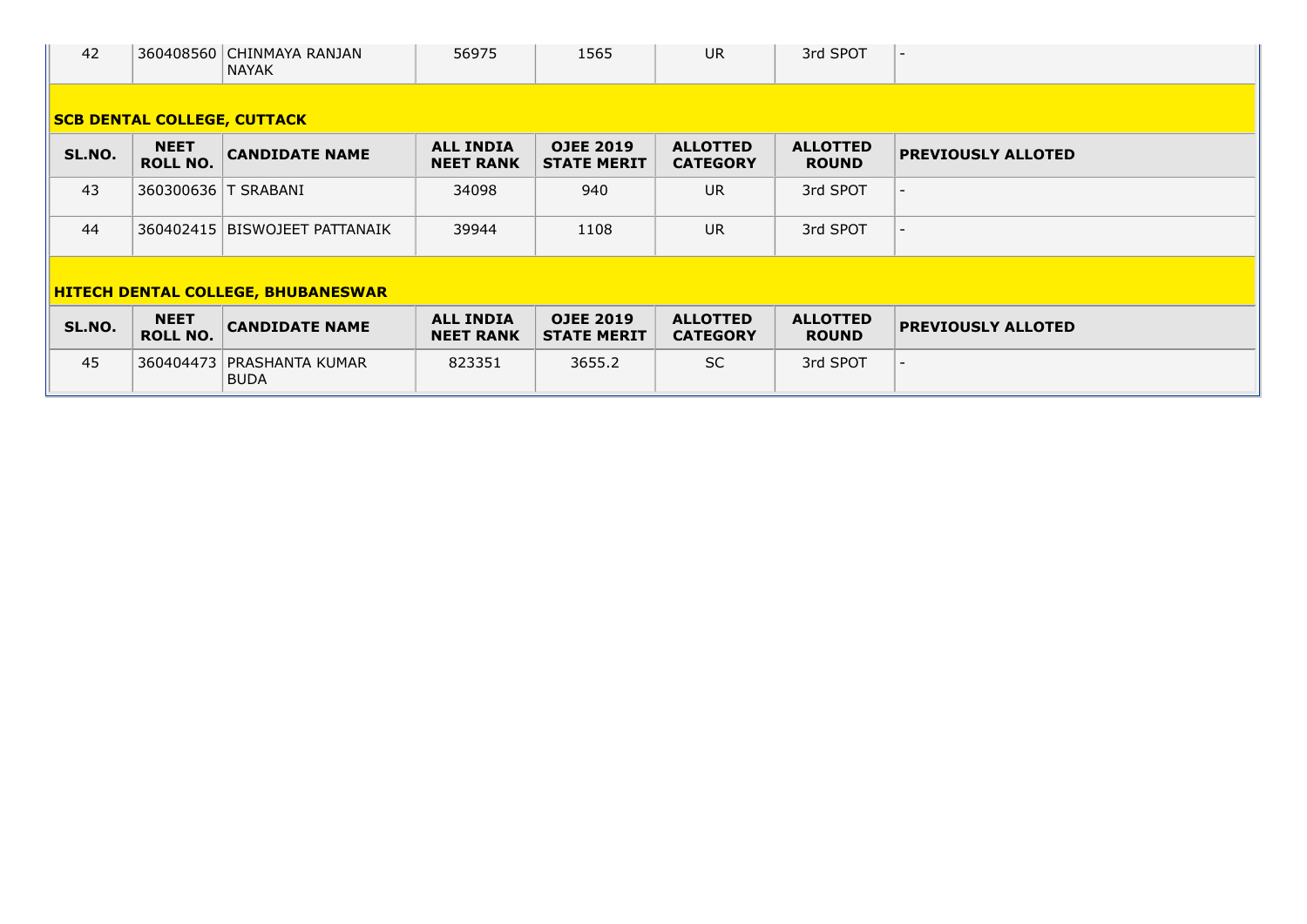| | | | | | | | |
|---|---|---|---|---|---|---|---|
| 42 | 360408560 | CHINMAYA RANJAN NAYAK | 56975 | 1565 | UR | 3rd SPOT | - |

**SCB DENTAL COLLEGE, CUTTACK**

| SL.NO. | NEET ROLL NO. | CANDIDATE NAME | ALL INDIA NEET RANK | OJEE 2019 STATE MERIT | ALLOTTED CATEGORY | ALLOTTED ROUND | PREVIOUSLY ALLOTED |
|---|---|---|---|---|---|---|---|
| 43 | 360300636 | T SRABANI | 34098 | 940 | UR | 3rd SPOT | - |
| 44 | 360402415 | BISWOJEET PATTANAIK | 39944 | 1108 | UR | 3rd SPOT | - |

**HITECH DENTAL COLLEGE, BHUBANESWAR**

| SL.NO. | NEET ROLL NO. | CANDIDATE NAME | ALL INDIA NEET RANK | OJEE 2019 STATE MERIT | ALLOTTED CATEGORY | ALLOTTED ROUND | PREVIOUSLY ALLOTED |
|---|---|---|---|---|---|---|---|
| 45 | 360404473 | PRASHANTA KUMAR BUDA | 823351 | 3655.2 | SC | 3rd SPOT | - |